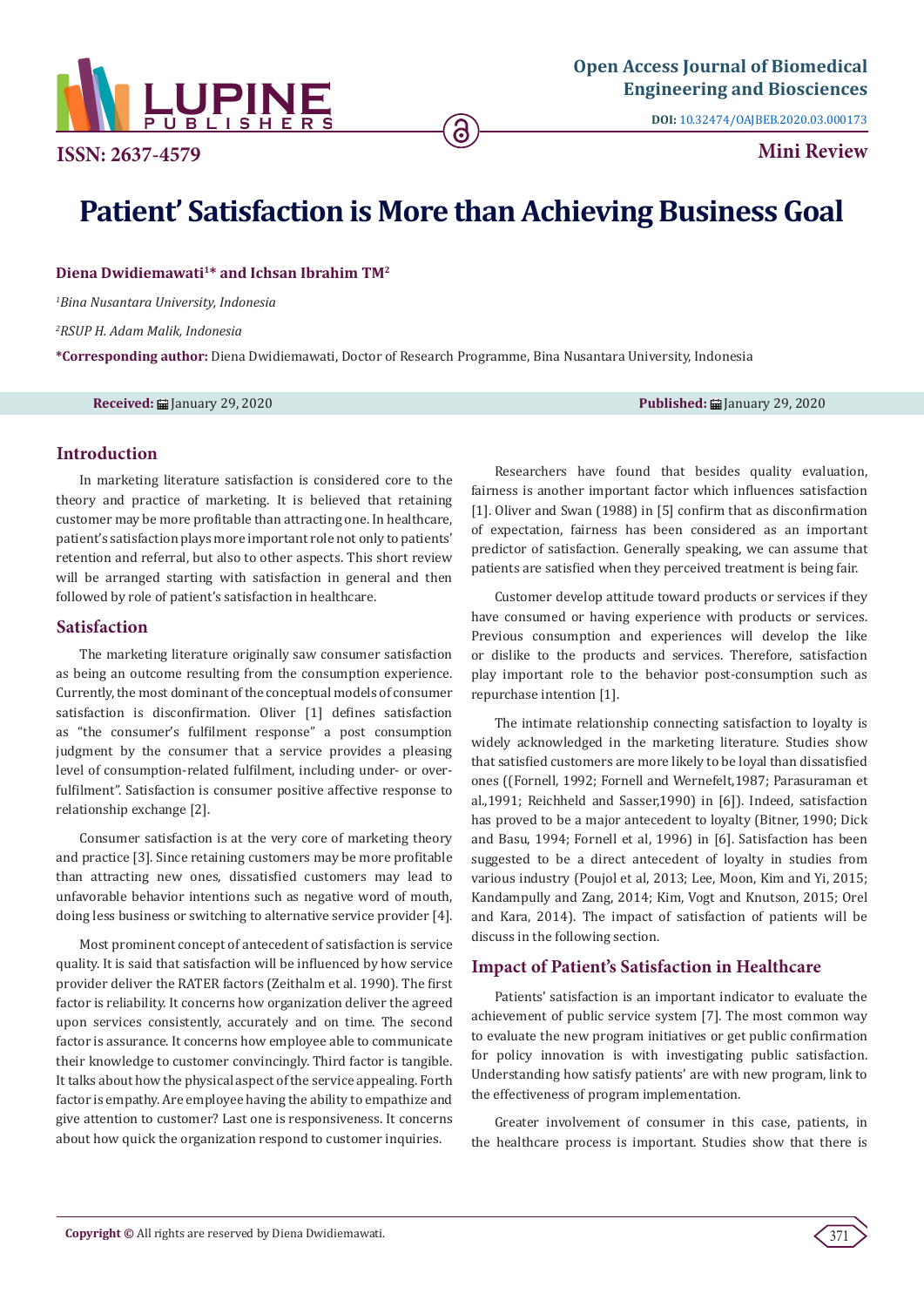ISSN: 2637-4579

**Open Access Journal of Biomedical Engineering and Biosciences**

DOI: 10.32474/OAJBEB.2020.03.000173

**Mini Review**

# Patient' Satisfaction is More than Achieving Business Goal

**Diena Dwidiemawati[1]* and Ichsan Ibrahim TM[2]**

*[1]Bina Nusantara University, Indonesia*

*[2]RSUP H. Adam Malik, Indonesia*

**\*Corresponding author:** Diena Dwidiemawati, Doctor of Research Programme, Bina Nusantara University, Indonesia

**Received:** January 29, 2020 **Published:** January 29, 2020

## Introduction

In marketing literature satisfaction is considered core to the theory and practice of marketing. It is believed that retaining customer may be more profitable than attracting one. In healthcare, patient's satisfaction plays more important role not only to patients' retention and referral, but also to other aspects. This short review will be arranged starting with satisfaction in general and then followed by role of patient's satisfaction in healthcare.

## Satisfaction

The marketing literature originally saw consumer satisfaction as being an outcome resulting from the consumption experience. Currently, the most dominant of the conceptual models of consumer satisfaction is disconfirmation. Oliver [1] defines satisfaction as "the consumer's fulfilment response" a post consumption judgment by the consumer that a service provides a pleasing level of consumption-related fulfilment, including under- or over-fulfilment". Satisfaction is consumer positive affective response to relationship exchange [2].

Consumer satisfaction is at the very core of marketing theory and practice [3]. Since retaining customers may be more profitable than attracting new ones, dissatisfied customers may lead to unfavorable behavior intentions such as negative word of mouth, doing less business or switching to alternative service provider [4].

Most prominent concept of antecedent of satisfaction is service quality. It is said that satisfaction will be influenced by how service provider deliver the RATER factors (Zeithalm et al. 1990). The first factor is reliability. It concerns how organization deliver the agreed upon services consistently, accurately and on time. The second factor is assurance. It concerns how employee able to communicate their knowledge to customer convincingly. Third factor is tangible. It talks about how the physical aspect of the service appealing. Forth factor is empathy. Are employee having the ability to empathize and give attention to customer? Last one is responsiveness. It concerns about how quick the organization respond to customer inquiries.

Researchers have found that besides quality evaluation, fairness is another important factor which influences satisfaction [1]. Oliver and Swan (1988) in [5] confirm that as disconfirmation of expectation, fairness has been considered as an important predictor of satisfaction. Generally speaking, we can assume that patients are satisfied when they perceived treatment is being fair.

Customer develop attitude toward products or services if they have consumed or having experience with products or services. Previous consumption and experiences will develop the like or dislike to the products and services. Therefore, satisfaction play important role to the behavior post-consumption such as repurchase intention [1].

The intimate relationship connecting satisfaction to loyalty is widely acknowledged in the marketing literature. Studies show that satisfied customers are more likely to be loyal than dissatisfied ones ((Fornell, 1992; Fornell and Wernefelt,1987; Parasuraman et al.,1991; Reichheld and Sasser,1990) in [6]). Indeed, satisfaction has proved to be a major antecedent to loyalty (Bitner, 1990; Dick and Basu, 1994; Fornell et al, 1996) in [6]. Satisfaction has been suggested to be a direct antecedent of loyalty in studies from various industry (Poujol et al, 2013; Lee, Moon, Kim and Yi, 2015; Kandampully and Zang, 2014; Kim, Vogt and Knutson, 2015; Orel and Kara, 2014). The impact of satisfaction of patients will be discuss in the following section.

## Impact of Patient's Satisfaction in Healthcare

Patients' satisfaction is an important indicator to evaluate the achievement of public service system [7]. The most common way to evaluate the new program initiatives or get public confirmation for policy innovation is with investigating public satisfaction. Understanding how satisfy patients' are with new program, link to the effectiveness of program implementation.

Greater involvement of consumer in this case, patients, in the healthcare process is important. Studies show that there is

**Copyright ©** All rights are reserved by Diena Dwidiemawati.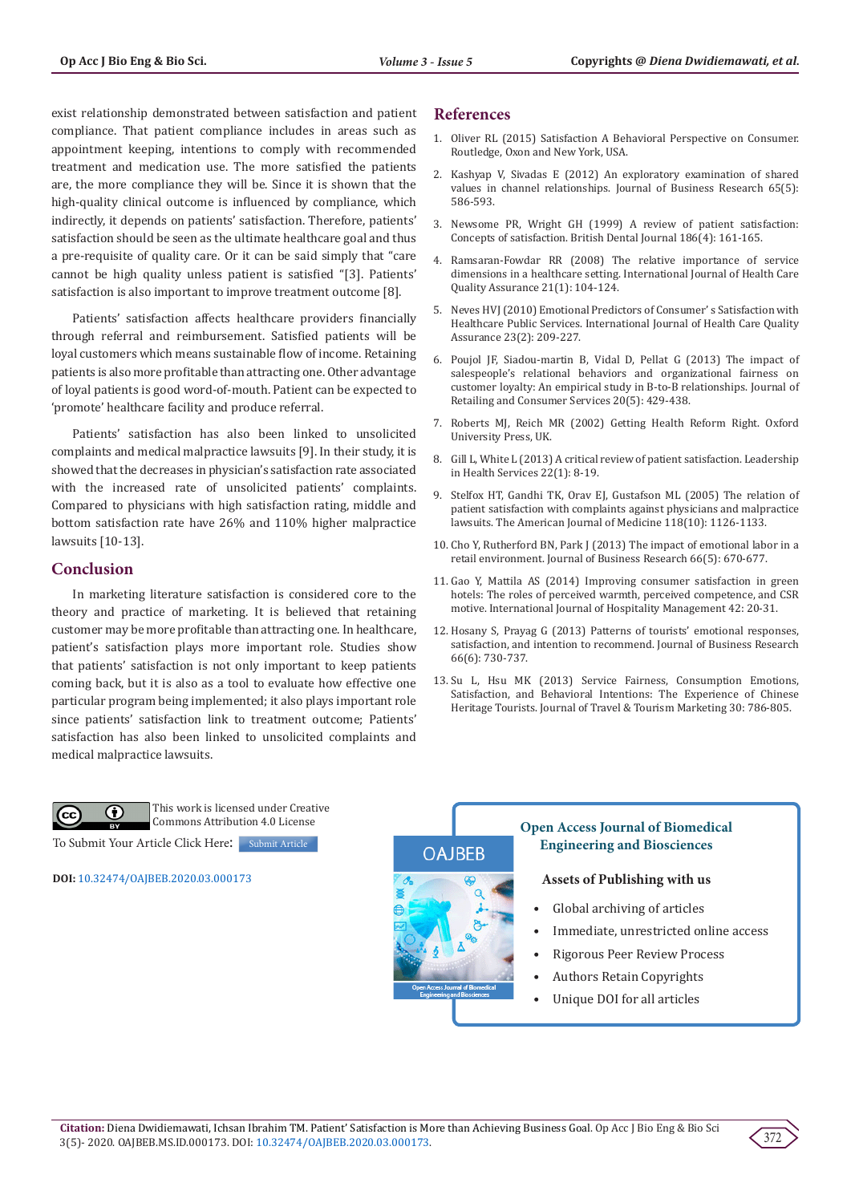exist relationship demonstrated between satisfaction and patient compliance. That patient compliance includes in areas such as appointment keeping, intentions to comply with recommended treatment and medication use. The more satisfied the patients are, the more compliance they will be. Since it is shown that the high-quality clinical outcome is influenced by compliance, which indirectly, it depends on patients' satisfaction. Therefore, patients' satisfaction should be seen as the ultimate healthcare goal and thus a pre-requisite of quality care. Or it can be said simply that "care cannot be high quality unless patient is satisfied "[3]. Patients' satisfaction is also important to improve treatment outcome [8].

Patients' satisfaction affects healthcare providers financially through referral and reimbursement. Satisfied patients will be loyal customers which means sustainable flow of income. Retaining patients is also more profitable than attracting one. Other advantage of loyal patients is good word-of-mouth. Patient can be expected to 'promote' healthcare facility and produce referral.

Patients' satisfaction has also been linked to unsolicited complaints and medical malpractice lawsuits [9]. In their study, it is showed that the decreases in physician's satisfaction rate associated with the increased rate of unsolicited patients' complaints. Compared to physicians with high satisfaction rating, middle and bottom satisfaction rate have 26% and 110% higher malpractice lawsuits [10-13].

## Conclusion

In marketing literature satisfaction is considered core to the theory and practice of marketing. It is believed that retaining customer may be more profitable than attracting one. In healthcare, patient's satisfaction plays more important role. Studies show that patients' satisfaction is not only important to keep patients coming back, but it is also as a tool to evaluate how effective one particular program being implemented; it also plays important role since patients' satisfaction link to treatment outcome; Patients' satisfaction has also been linked to unsolicited complaints and medical malpractice lawsuits.

## References

1. Oliver RL (2015) Satisfaction A Behavioral Perspective on Consumer. Routledge, Oxon and New York, USA.
2. Kashyap V, Sivadas E (2012) An exploratory examination of shared values in channel relationships. Journal of Business Research 65(5): 586-593.
3. Newsome PR, Wright GH (1999) A review of patient satisfaction: Concepts of satisfaction. British Dental Journal 186(4): 161-165.
4. Ramsaran-Fowdar RR (2008) The relative importance of service dimensions in a healthcare setting. International Journal of Health Care Quality Assurance 21(1): 104-124.
5. Neves HVJ (2010) Emotional Predictors of Consumer' s Satisfaction with Healthcare Public Services. International Journal of Health Care Quality Assurance 23(2): 209-227.
6. Poujol JF, Siadou-martin B, Vidal D, Pellat G (2013) The impact of salespeople's relational behaviors and organizational fairness on customer loyalty: An empirical study in B-to-B relationships. Journal of Retailing and Consumer Services 20(5): 429-438.
7. Roberts MJ, Reich MR (2002) Getting Health Reform Right. Oxford University Press, UK.
8. Gill L, White L (2013) A critical review of patient satisfaction. Leadership in Health Services 22(1): 8-19.
9. Stelfox HT, Gandhi TK, Orav EJ, Gustafson ML (2005) The relation of patient satisfaction with complaints against physicians and malpractice lawsuits. The American Journal of Medicine 118(10): 1126-1133.
10. Cho Y, Rutherford BN, Park J (2013) The impact of emotional labor in a retail environment. Journal of Business Research 66(5): 670-677.
11. Gao Y, Mattila AS (2014) Improving consumer satisfaction in green hotels: The roles of perceived warmth, perceived competence, and CSR motive. International Journal of Hospitality Management 42: 20-31.
12. Hosany S, Prayag G (2013) Patterns of tourists' emotional responses, satisfaction, and intention to recommend. Journal of Business Research 66(6): 730-737.
13. Su L, Hsu MK (2013) Service Fairness, Consumption Emotions, Satisfaction, and Behavioral Intentions: The Experience of Chinese Heritage Tourists. Journal of Travel & Tourism Marketing 30: 786-805.

This work is licensed under Creative Commons Attribution 4.0 License

To Submit Your Article Click Here: Submit Article

**DOI:** 10.32474/OAJBEB.2020.03.000173

**Open Access Journal of Biomedical Engineering and Biosciences**

**Assets of Publishing with us**

- Global archiving of articles
- Immediate, unrestricted online access
- Rigorous Peer Review Process
- Authors Retain Copyrights
- Unique DOI for all articles

**Citation:** Diena Dwidiemawati, Ichsan Ibrahim TM. Patient' Satisfaction is More than Achieving Business Goal. Op Acc J Bio Eng & Bio Sci 3(5)- 2020. OAJBEB.MS.ID.000173. DOI: 10.32474/OAJBEB.2020.03.000173.